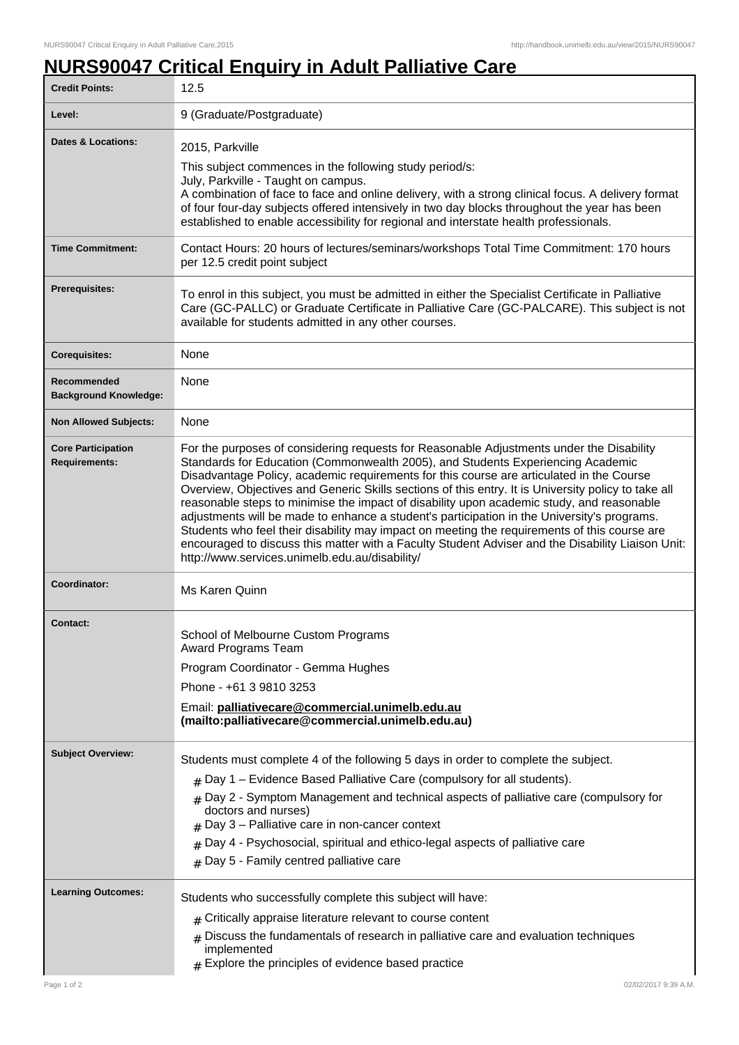# NURS90047 Critical Enquiry in Adult Palliative Care

| | |
|---|---|
| **Credit Points:** | 12.5 |
| **Level:** | 9 (Graduate/Postgraduate) |
| **Dates & Locations:** | 2015, Parkville<br>This subject commences in the following study period/s:<br>July, Parkville - Taught on campus.<br>A combination of face to face and online delivery, with a strong clinical focus. A delivery format of four four-day subjects offered intensively in two day blocks throughout the year has been established to enable accessibility for regional and interstate health professionals. |
| **Time Commitment:** | Contact Hours: 20 hours of lectures/seminars/workshops Total Time Commitment: 170 hours per 12.5 credit point subject |
| **Prerequisites:** | To enrol in this subject, you must be admitted in either the Specialist Certificate in Palliative Care (GC-PALLC) or Graduate Certificate in Palliative Care (GC-PALCARE). This subject is not available for students admitted in any other courses. |
| **Corequisites:** | None |
| **Recommended Background Knowledge:** | None |
| **Non Allowed Subjects:** | None |
| **Core Participation Requirements:** | For the purposes of considering requests for Reasonable Adjustments under the Disability Standards for Education (Commonwealth 2005), and Students Experiencing Academic Disadvantage Policy, academic requirements for this course are articulated in the Course Overview, Objectives and Generic Skills sections of this entry. It is University policy to take all reasonable steps to minimise the impact of disability upon academic study, and reasonable adjustments will be made to enhance a student's participation in the University's programs. Students who feel their disability may impact on meeting the requirements of this course are encouraged to discuss this matter with a Faculty Student Adviser and the Disability Liaison Unit: http://www.services.unimelb.edu.au/disability/ |
| **Coordinator:** | Ms Karen Quinn |
| **Contact:** | School of Melbourne Custom Programs<br>Award Programs Team<br>Program Coordinator - Gemma Hughes<br>Phone - +61 3 9810 3253<br>Email: **palliativecare@commercial.unimelb.edu.au (mailto:palliativecare@commercial.unimelb.edu.au)** |
| **Subject Overview:** | Students must complete 4 of the following 5 days in order to complete the subject.<br># Day 1 – Evidence Based Palliative Care (compulsory for all students).<br># Day 2 - Symptom Management and technical aspects of palliative care (compulsory for doctors and nurses)<br># Day 3 – Palliative care in non-cancer context<br># Day 4 - Psychosocial, spiritual and ethico-legal aspects of palliative care<br># Day 5 - Family centred palliative care |
| **Learning Outcomes:** | Students who successfully complete this subject will have:<br># Critically appraise literature relevant to course content<br># Discuss the fundamentals of research in palliative care and evaluation techniques implemented<br># Explore the principles of evidence based practice |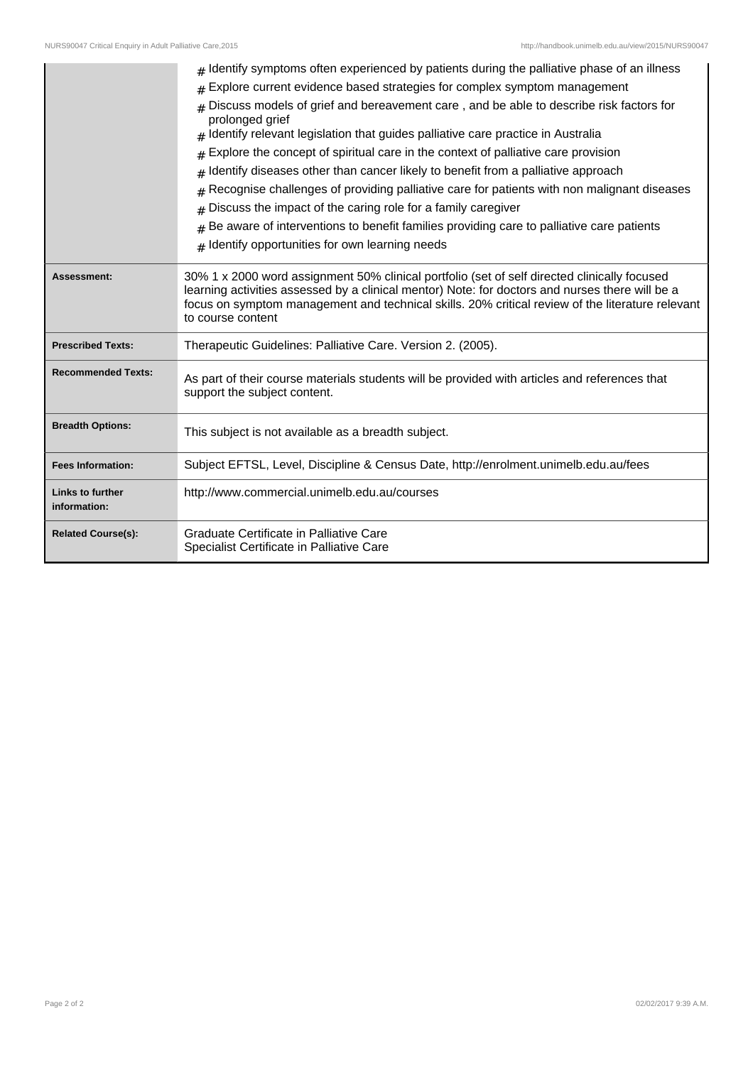| | |
|---|---|
| | # Identify symptoms often experienced by patients during the palliative phase of an illness<br># Explore current evidence based strategies for complex symptom management<br># Discuss models of grief and bereavement care , and be able to describe risk factors for prolonged grief<br># Identify relevant legislation that guides palliative care practice in Australia<br># Explore the concept of spiritual care in the context of palliative care provision<br># Identify diseases other than cancer likely to benefit from a palliative approach<br># Recognise challenges of providing palliative care for patients with non malignant diseases<br># Discuss the impact of the caring role for a family caregiver<br># Be aware of interventions to benefit families providing care to palliative care patients<br># Identify opportunities for own learning needs |
| **Assessment:** | 30% 1 x 2000 word assignment 50% clinical portfolio (set of self directed clinically focused learning activities assessed by a clinical mentor) Note: for doctors and nurses there will be a focus on symptom management and technical skills. 20% critical review of the literature relevant to course content |
| **Prescribed Texts:** | Therapeutic Guidelines: Palliative Care. Version 2. (2005). |
| **Recommended Texts:** | As part of their course materials students will be provided with articles and references that support the subject content. |
| **Breadth Options:** | This subject is not available as a breadth subject. |
| **Fees Information:** | Subject EFTSL, Level, Discipline & Census Date, http://enrolment.unimelb.edu.au/fees |
| **Links to further information:** | http://www.commercial.unimelb.edu.au/courses |
| **Related Course(s):** | Graduate Certificate in Palliative Care<br>Specialist Certificate in Palliative Care |